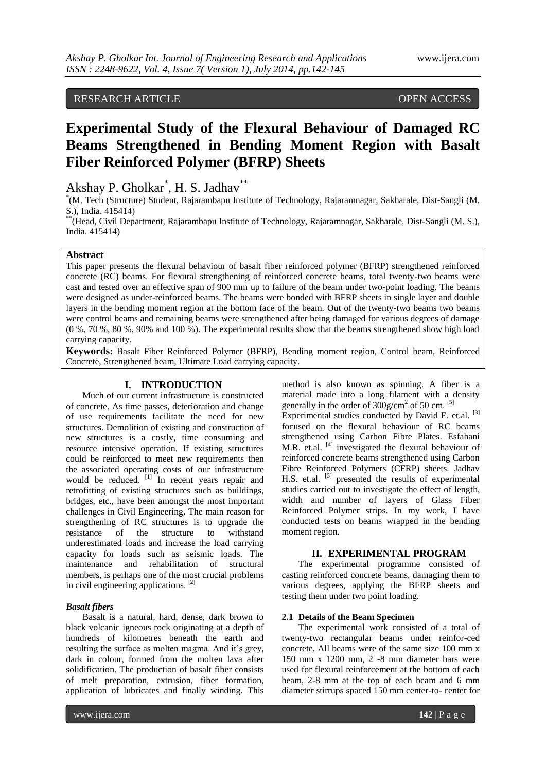RESEARCH ARTICLE OPEN ACCESS

# Experimental Study of the Flexural Behaviour of Damaged RC Beams Strengthened in Bending Moment Region with Basalt Fiber Reinforced Polymer (BFRP) Sheets

Akshay P. Gholkar[*], H. S. Jadhav[**]

[*](M. Tech (Structure) Student, Rajarambapu Institute of Technology, Rajaramnagar, Sakharale, Dist-Sangli (M. S.), India. 415414)

[**](Head, Civil Department, Rajarambapu Institute of Technology, Rajaramnagar, Sakharale, Dist-Sangli (M. S.), India. 415414)

## Abstract

This paper presents the flexural behaviour of basalt fiber reinforced polymer (BFRP) strengthened reinforced concrete (RC) beams. For flexural strengthening of reinforced concrete beams, total twenty-two beams were cast and tested over an effective span of 900 mm up to failure of the beam under two-point loading. The beams were designed as under-reinforced beams. The beams were bonded with BFRP sheets in single layer and double layers in the bending moment region at the bottom face of the beam. Out of the twenty-two beams two beams were control beams and remaining beams were strengthened after being damaged for various degrees of damage (0 %, 70 %, 80 %, 90% and 100 %). The experimental results show that the beams strengthened show high load carrying capacity.

**Keywords:** Basalt Fiber Reinforced Polymer (BFRP), Bending moment region, Control beam, Reinforced Concrete, Strengthened beam, Ultimate Load carrying capacity.

## I. INTRODUCTION

Much of our current infrastructure is constructed of concrete. As time passes, deterioration and change of use requirements facilitate the need for new structures. Demolition of existing and construction of new structures is a costly, time consuming and resource intensive operation. If existing structures could be reinforced to meet new requirements then the associated operating costs of our infrastructure would be reduced. [1] In recent years repair and retrofitting of existing structures such as buildings, bridges, etc., have been amongst the most important challenges in Civil Engineering. The main reason for strengthening of RC structures is to upgrade the resistance of the structure to withstand underestimated loads and increase the load carrying capacity for loads such as seismic loads. The maintenance and rehabilitation of structural members, is perhaps one of the most crucial problems in civil engineering applications. [2]

### *Basalt fibers*

Basalt is a natural, hard, dense, dark brown to black volcanic igneous rock originating at a depth of hundreds of kilometres beneath the earth and resulting the surface as molten magma. And it's grey, dark in colour, formed from the molten lava after solidification. The production of basalt fiber consists of melt preparation, extrusion, fiber formation, application of lubricates and finally winding. This method is also known as spinning. A fiber is a material made into a long filament with a density generally in the order of $300g/cm^2$ of 50 cm. [5]

Experimental studies conducted by David E. et.al. [3] focused on the flexural behaviour of RC beams strengthened using Carbon Fibre Plates. Esfahani M.R. et.al. [4] investigated the flexural behaviour of reinforced concrete beams strengthened using Carbon Fibre Reinforced Polymers (CFRP) sheets. Jadhav H.S. et.al. [5] presented the results of experimental studies carried out to investigate the effect of length, width and number of layers of Glass Fiber Reinforced Polymer strips. In my work, I have conducted tests on beams wrapped in the bending moment region.

## II. EXPERIMENTAL PROGRAM

The experimental programme consisted of casting reinforced concrete beams, damaging them to various degrees, applying the BFRP sheets and testing them under two point loading.

### 2.1 Details of the Beam Specimen

The experimental work consisted of a total of twenty-two rectangular beams under reinfor-ced concrete. All beams were of the same size 100 mm x 150 mm x 1200 mm, 2 -8 mm diameter bars were used for flexural reinforcement at the bottom of each beam, 2-8 mm at the top of each beam and 6 mm diameter stirrups spaced 150 mm center-to- center for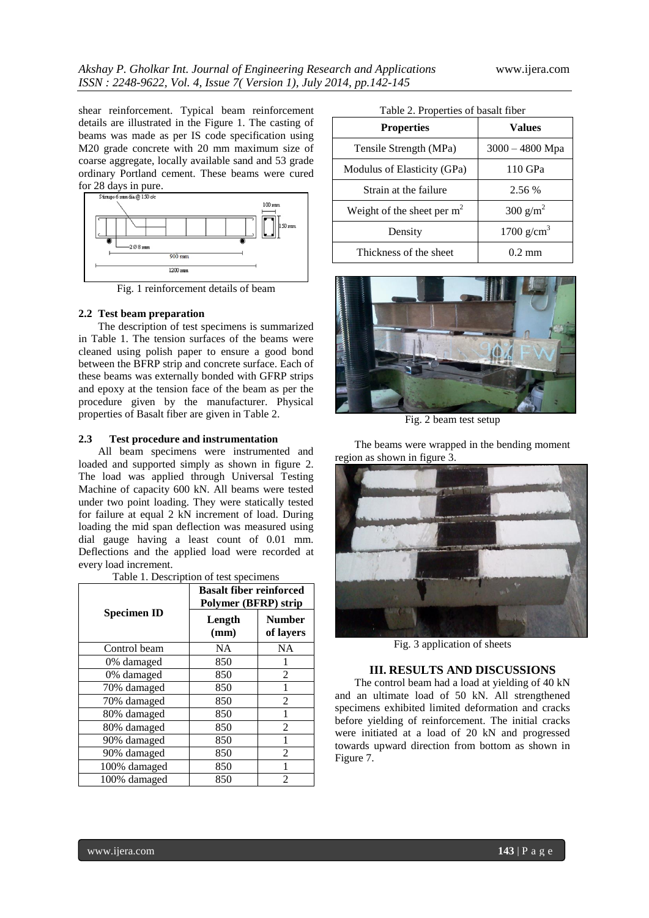shear reinforcement. Typical beam reinforcement details are illustrated in the Figure 1. The casting of beams was made as per IS code specification using M20 grade concrete with 20 mm maximum size of coarse aggregate, locally available sand and 53 grade ordinary Portland cement. These beams were cured for 28 days in pure.

Fig. 1 reinforcement details of beam

### 2.2 Test beam preparation

The description of test specimens is summarized in Table 1. The tension surfaces of the beams were cleaned using polish paper to ensure a good bond between the BFRP strip and concrete surface. Each of these beams was externally bonded with GFRP strips and epoxy at the tension face of the beam as per the procedure given by the manufacturer. Physical properties of Basalt fiber are given in Table 2.

### 2.3 Test procedure and instrumentation

All beam specimens were instrumented and loaded and supported simply as shown in figure 2. The load was applied through Universal Testing Machine of capacity 600 kN. All beams were tested under two point loading. They were statically tested for failure at equal 2 kN increment of load. During loading the mid span deflection was measured using dial gauge having a least count of 0.01 mm. Deflections and the applied load were recorded at every load increment.

Table 1. Description of test specimens

| Specimen ID | Basalt fiber reinforced Polymer (BFRP) strip | |
|---|---|---|
| | Length (mm) | Number of layers |
| Control beam | NA | NA |
| 0% damaged | 850 | 1 |
| 0% damaged | 850 | 2 |
| 70% damaged | 850 | 1 |
| 70% damaged | 850 | 2 |
| 80% damaged | 850 | 1 |
| 80% damaged | 850 | 2 |
| 90% damaged | 850 | 1 |
| 90% damaged | 850 | 2 |
| 100% damaged | 850 | 1 |
| 100% damaged | 850 | 2 |

Table 2. Properties of basalt fiber

| Properties | Values |
|---|---|
| Tensile Strength (MPa) | 3000 – 4800 Mpa |
| Modulus of Elasticity (GPa) | 110 GPa |
| Strain at the failure | 2.56 % |
| Weight of the sheet per $m^2$ | 300 $g/m^2$ |
| Density | 1700 $g/cm^3$ |
| Thickness of the sheet | 0.2 mm |

Fig. 2 beam test setup

The beams were wrapped in the bending moment region as shown in figure 3.

Fig. 3 application of sheets

## III. RESULTS AND DISCUSSIONS

The control beam had a load at yielding of 40 kN and an ultimate load of 50 kN. All strengthened specimens exhibited limited deformation and cracks before yielding of reinforcement. The initial cracks were initiated at a load of 20 kN and progressed towards upward direction from bottom as shown in Figure 7.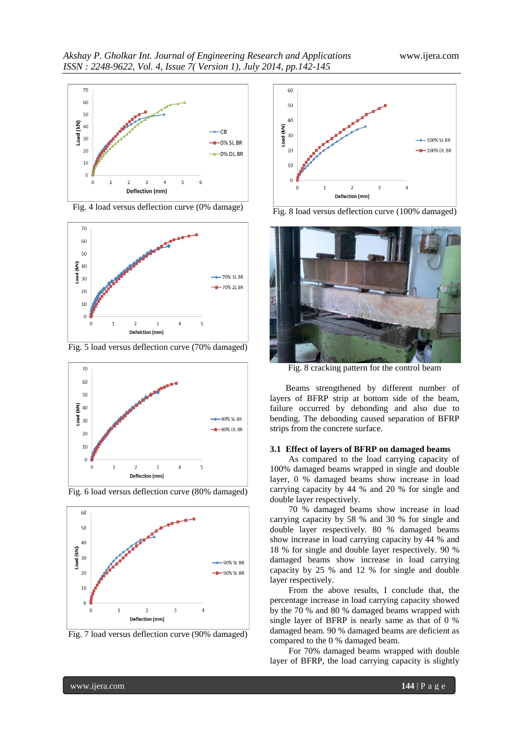Fig. 4 load versus deflection curve (0% damage)

Fig. 5 load versus deflection curve (70% damaged)

Fig. 6 load versus deflection curve (80% damaged)

Fig. 7 load versus deflection curve (90% damaged)

Fig. 8 load versus deflection curve (100% damaged)

Fig. 8 cracking pattern for the control beam

Beams strengthened by different number of layers of BFRP strip at bottom side of the beam, failure occurred by debonding and also due to bending. The debonding caused separation of BFRP strips from the concrete surface.

### 3.1 Effect of layers of BFRP on damaged beams

As compared to the load carrying capacity of 100% damaged beams wrapped in single and double layer, 0 % damaged beams show increase in load carrying capacity by 44 % and 20 % for single and double layer respectively.

70 % damaged beams show increase in load carrying capacity by 58 % and 30 % for single and double layer respectively. 80 % damaged beams show increase in load carrying capacity by 44 % and 18 % for single and double layer respectively. 90 % damaged beams show increase in load carrying capacity by 25 % and 12 % for single and double layer respectively.

From the above results, I conclude that, the percentage increase in load carrying capacity showed by the 70 % and 80 % damaged beams wrapped with single layer of BFRP is nearly same as that of 0 % damaged beam. 90 % damaged beams are deficient as compared to the 0 % damaged beam.

For 70% damaged beams wrapped with double layer of BFRP, the load carrying capacity is slightly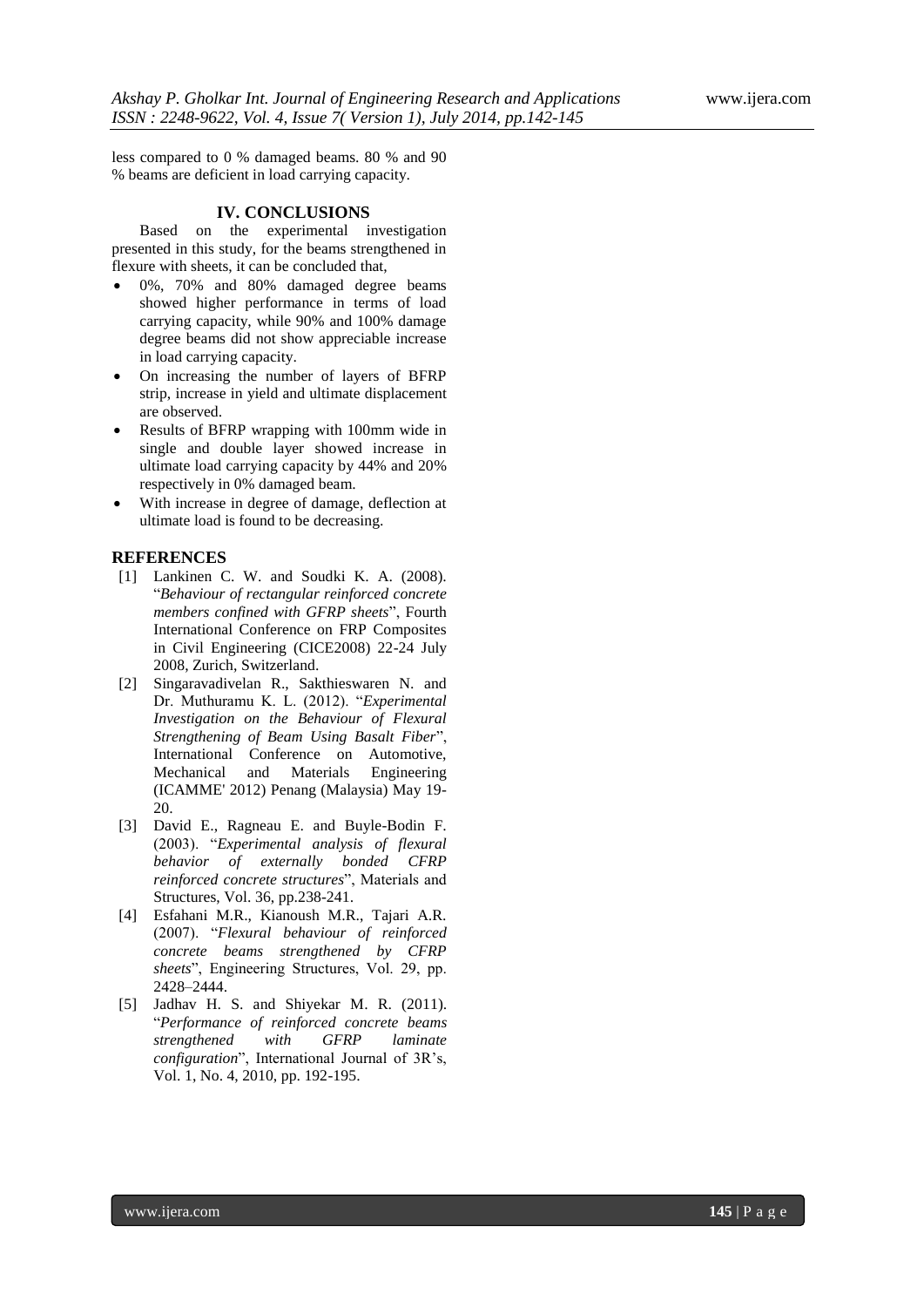less compared to 0 % damaged beams. 80 % and 90 % beams are deficient in load carrying capacity.

## IV. CONCLUSIONS

Based on the experimental investigation presented in this study, for the beams strengthened in flexure with sheets, it can be concluded that,

- 0%, 70% and 80% damaged degree beams showed higher performance in terms of load carrying capacity, while 90% and 100% damage degree beams did not show appreciable increase in load carrying capacity.
- On increasing the number of layers of BFRP strip, increase in yield and ultimate displacement are observed.
- Results of BFRP wrapping with 100mm wide in single and double layer showed increase in ultimate load carrying capacity by 44% and 20% respectively in 0% damaged beam.
- With increase in degree of damage, deflection at ultimate load is found to be decreasing.

## REFERENCES

[1] Lankinen C. W. and Soudki K. A. (2008). "*Behaviour of rectangular reinforced concrete members confined with GFRP sheets*", Fourth International Conference on FRP Composites in Civil Engineering (CICE2008) 22-24 July 2008, Zurich, Switzerland.

[2] Singaravadivelan R., Sakthieswaren N. and Dr. Muthuramu K. L. (2012). "*Experimental Investigation on the Behaviour of Flexural Strengthening of Beam Using Basalt Fiber*", International Conference on Automotive, Mechanical and Materials Engineering (ICAMME' 2012) Penang (Malaysia) May 19-20.

[3] David E., Ragneau E. and Buyle-Bodin F. (2003). "*Experimental analysis of flexural behavior of externally bonded CFRP reinforced concrete structures*", Materials and Structures, Vol. 36, pp.238-241.

[4] Esfahani M.R., Kianoush M.R., Tajari A.R. (2007). "*Flexural behaviour of reinforced concrete beams strengthened by CFRP sheets*", Engineering Structures, Vol. 29, pp. 2428–2444.

[5] Jadhav H. S. and Shiyekar M. R. (2011). "*Performance of reinforced concrete beams strengthened with GFRP laminate configuration*", International Journal of 3R's, Vol. 1, No. 4, 2010, pp. 192-195.